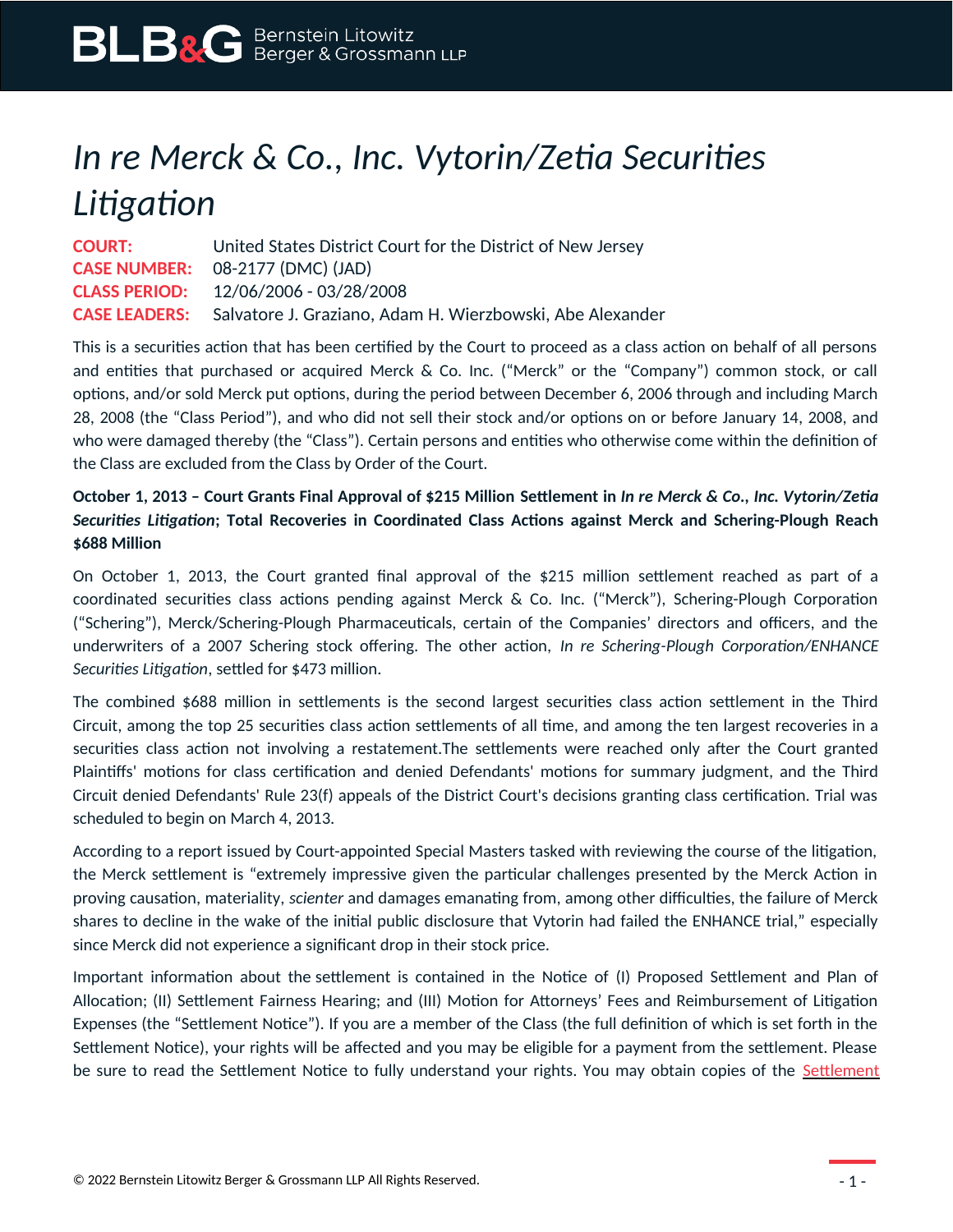# *In re Merck & Co., Inc. Vytorin/Zetia Securities Litigation*

**COURT:** United States District Court for the District of New Jersey
**CASE NUMBER:** 08-2177 (DMC) (JAD)
**CLASS PERIOD:** 12/06/2006 - 03/28/2008
**CASE LEADERS:** Salvatore J. Graziano, Adam H. Wierzbowski, Abe Alexander

This is a securities action that has been certified by the Court to proceed as a class action on behalf of all persons and entities that purchased or acquired Merck & Co. Inc. ("Merck" or the "Company") common stock, or call options, and/or sold Merck put options, during the period between December 6, 2006 through and including March 28, 2008 (the "Class Period"), and who did not sell their stock and/or options on or before January 14, 2008, and who were damaged thereby (the "Class"). Certain persons and entities who otherwise come within the definition of the Class are excluded from the Class by Order of the Court.

**October 1, 2013 – Court Grants Final Approval of $215 Million Settlement in *In re Merck & Co., Inc. Vytorin/Zetia Securities Litigation*; Total Recoveries in Coordinated Class Actions against Merck and Schering-Plough Reach $688 Million**

On October 1, 2013, the Court granted final approval of the $215 million settlement reached as part of a coordinated securities class actions pending against Merck & Co. Inc. ("Merck"), Schering-Plough Corporation ("Schering"), Merck/Schering-Plough Pharmaceuticals, certain of the Companies' directors and officers, and the underwriters of a 2007 Schering stock offering. The other action, *In re Schering-Plough Corporation/ENHANCE Securities Litigation*, settled for $473 million.

The combined $688 million in settlements is the second largest securities class action settlement in the Third Circuit, among the top 25 securities class action settlements of all time, and among the ten largest recoveries in a securities class action not involving a restatement.The settlements were reached only after the Court granted Plaintiffs' motions for class certification and denied Defendants' motions for summary judgment, and the Third Circuit denied Defendants' Rule 23(f) appeals of the District Court's decisions granting class certification. Trial was scheduled to begin on March 4, 2013.

According to a report issued by Court-appointed Special Masters tasked with reviewing the course of the litigation, the Merck settlement is "extremely impressive given the particular challenges presented by the Merck Action in proving causation, materiality, *scienter* and damages emanating from, among other difficulties, the failure of Merck shares to decline in the wake of the initial public disclosure that Vytorin had failed the ENHANCE trial," especially since Merck did not experience a significant drop in their stock price.

Important information about the settlement is contained in the Notice of (I) Proposed Settlement and Plan of Allocation; (II) Settlement Fairness Hearing; and (III) Motion for Attorneys' Fees and Reimbursement of Litigation Expenses (the "Settlement Notice"). If you are a member of the Class (the full definition of which is set forth in the Settlement Notice), your rights will be affected and you may be eligible for a payment from the settlement. Please be sure to read the Settlement Notice to fully understand your rights. You may obtain copies of the Settlement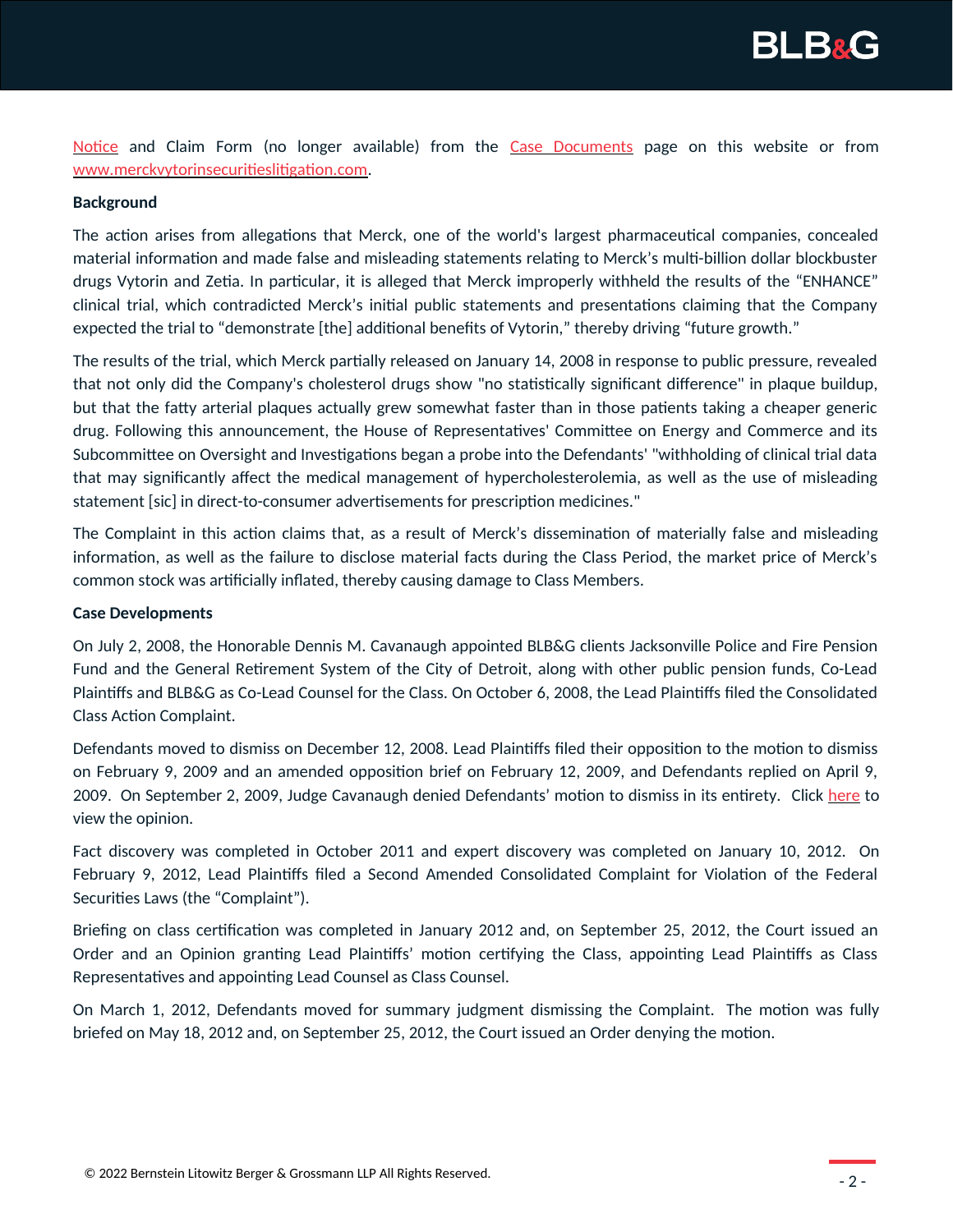Notice and Claim Form (no longer available) from the Case Documents page on this website or from www.merckvytorinsecuritieslitigation.com.

**Background**

The action arises from allegations that Merck, one of the world's largest pharmaceutical companies, concealed material information and made false and misleading statements relating to Merck's multi-billion dollar blockbuster drugs Vytorin and Zetia. In particular, it is alleged that Merck improperly withheld the results of the "ENHANCE" clinical trial, which contradicted Merck's initial public statements and presentations claiming that the Company expected the trial to "demonstrate [the] additional benefits of Vytorin," thereby driving "future growth."

The results of the trial, which Merck partially released on January 14, 2008 in response to public pressure, revealed that not only did the Company's cholesterol drugs show "no statistically significant difference" in plaque buildup, but that the fatty arterial plaques actually grew somewhat faster than in those patients taking a cheaper generic drug. Following this announcement, the House of Representatives' Committee on Energy and Commerce and its Subcommittee on Oversight and Investigations began a probe into the Defendants' "withholding of clinical trial data that may significantly affect the medical management of hypercholesterolemia, as well as the use of misleading statement [sic] in direct-to-consumer advertisements for prescription medicines."

The Complaint in this action claims that, as a result of Merck's dissemination of materially false and misleading information, as well as the failure to disclose material facts during the Class Period, the market price of Merck's common stock was artificially inflated, thereby causing damage to Class Members.

**Case Developments**

On July 2, 2008, the Honorable Dennis M. Cavanaugh appointed BLB&G clients Jacksonville Police and Fire Pension Fund and the General Retirement System of the City of Detroit, along with other public pension funds, Co-Lead Plaintiffs and BLB&G as Co-Lead Counsel for the Class. On October 6, 2008, the Lead Plaintiffs filed the Consolidated Class Action Complaint.

Defendants moved to dismiss on December 12, 2008. Lead Plaintiffs filed their opposition to the motion to dismiss on February 9, 2009 and an amended opposition brief on February 12, 2009, and Defendants replied on April 9, 2009. On September 2, 2009, Judge Cavanaugh denied Defendants' motion to dismiss in its entirety. Click here to view the opinion.

Fact discovery was completed in October 2011 and expert discovery was completed on January 10, 2012. On February 9, 2012, Lead Plaintiffs filed a Second Amended Consolidated Complaint for Violation of the Federal Securities Laws (the "Complaint").

Briefing on class certification was completed in January 2012 and, on September 25, 2012, the Court issued an Order and an Opinion granting Lead Plaintiffs' motion certifying the Class, appointing Lead Plaintiffs as Class Representatives and appointing Lead Counsel as Class Counsel.

On March 1, 2012, Defendants moved for summary judgment dismissing the Complaint. The motion was fully briefed on May 18, 2012 and, on September 25, 2012, the Court issued an Order denying the motion.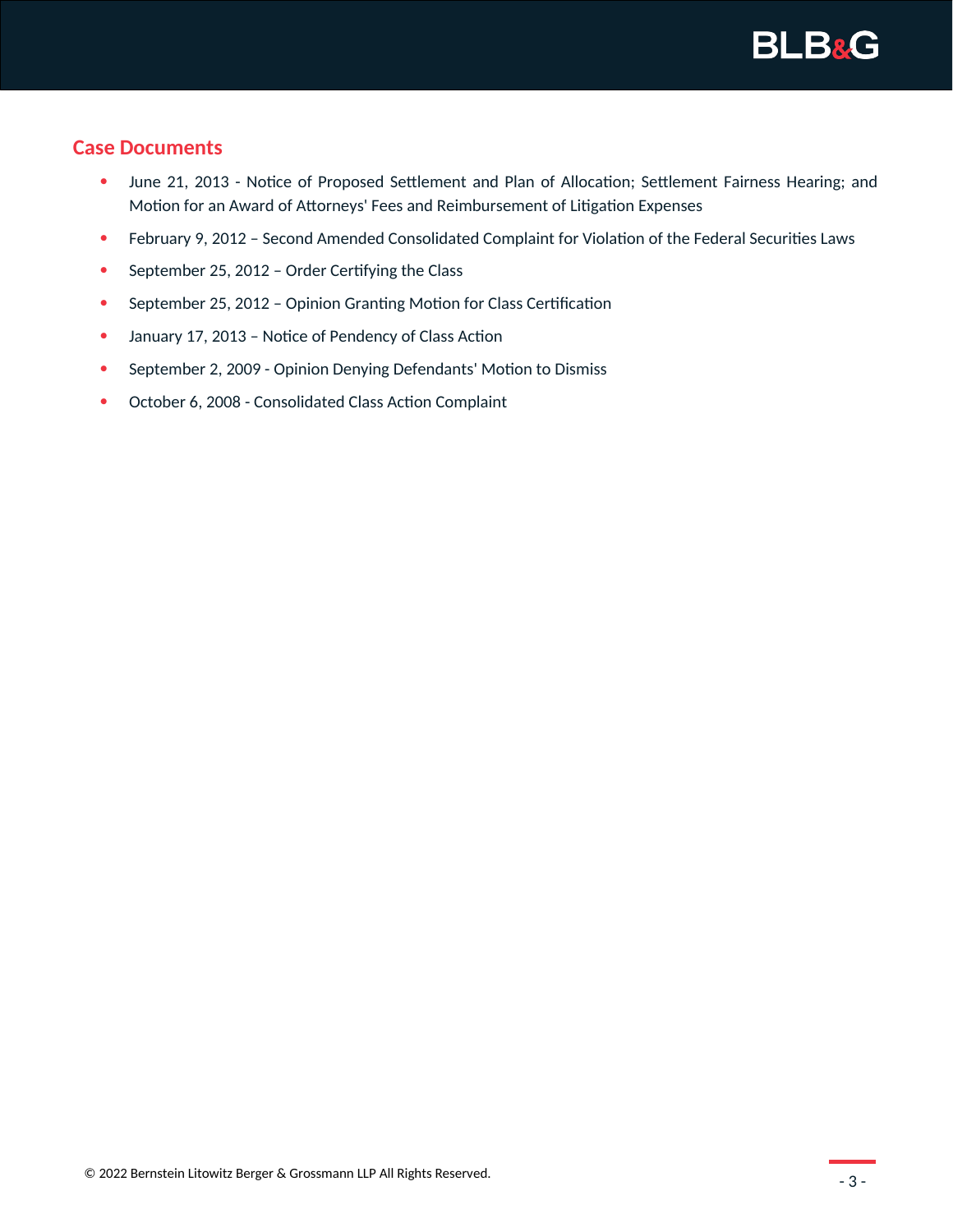## Case Documents

- June 21, 2013 - Notice of Proposed Settlement and Plan of Allocation; Settlement Fairness Hearing; and Motion for an Award of Attorneys' Fees and Reimbursement of Litigation Expenses
- February 9, 2012 – Second Amended Consolidated Complaint for Violation of the Federal Securities Laws
- September 25, 2012 – Order Certifying the Class
- September 25, 2012 – Opinion Granting Motion for Class Certification
- January 17, 2013 – Notice of Pendency of Class Action
- September 2, 2009 - Opinion Denying Defendants' Motion to Dismiss
- October 6, 2008 - Consolidated Class Action Complaint